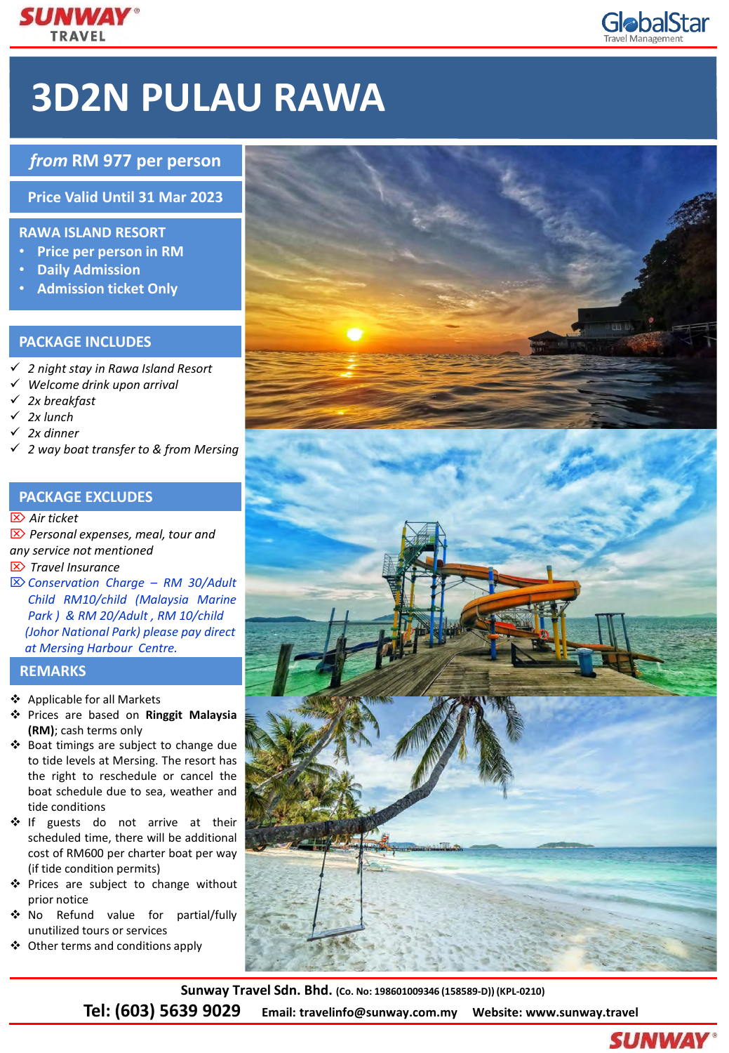SUNWAY TRAVEL

GlobalStar Travel Management

# 3D2N PULAU RAWA

***from* RM 977 per person**

**Price Valid Until 31 Mar 2023**

**RAWA ISLAND RESORT**

- **Price per person in RM**
- **Daily Admission**
- **Admission ticket Only**

## PACKAGE INCLUDES

- ✓ *2 night stay in Rawa Island Resort*
- ✓ *Welcome drink upon arrival*
- ✓ *2x breakfast*
- ✓ *2x lunch*
- ✓ *2x dinner*
- ✓ *2 way boat transfer to & from Mersing*

## PACKAGE EXCLUDES

- ⌧ *Air ticket*
- ⌧ *Personal expenses, meal, tour and any service not mentioned*
- ⌧ *Travel Insurance*
- ⌧ *Conservation Charge – RM 30/Adult Child RM10/child (Malaysia Marine Park ) & RM 20/Adult , RM 10/child (Johor National Park) please pay direct at Mersing Harbour Centre.*

## REMARKS

- ❖ Applicable for all Markets
- ❖ Prices are based on **Ringgit Malaysia (RM)**; cash terms only
- ❖ Boat timings are subject to change due to tide levels at Mersing. The resort has the right to reschedule or cancel the boat schedule due to sea, weather and tide conditions
- ❖ If guests do not arrive at their scheduled time, there will be additional cost of RM600 per charter boat per way (if tide condition permits)
- ❖ Prices are subject to change without prior notice
- ❖ No Refund value for partial/fully unutilized tours or services
- ❖ Other terms and conditions apply

**Sunway Travel Sdn. Bhd. (Co. No: 198601009346 (158589-D)) (KPL-0210)**

**Tel: (603) 5639 9029** **Email: travelinfo@sunway.com.my** **Website: www.sunway.travel**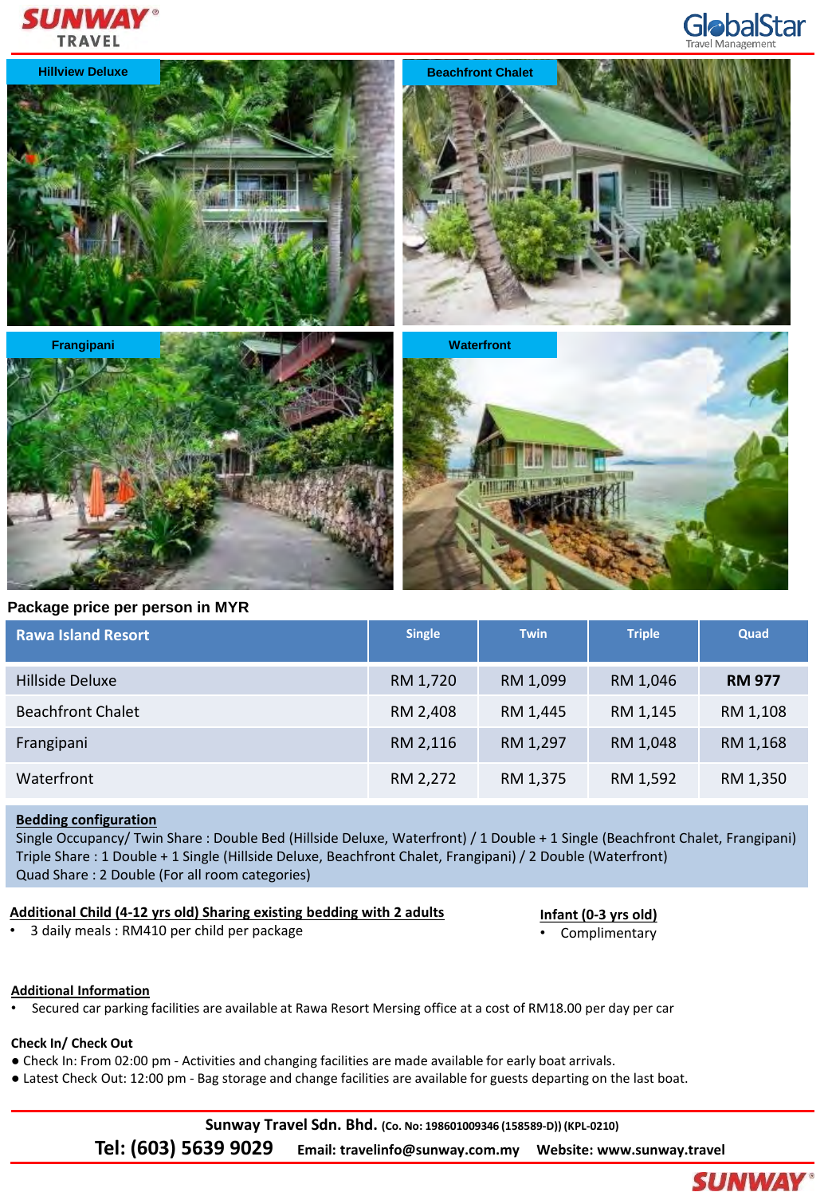Hillview Deluxe

Beachfront Chalet

Frangipani

Waterfront

**Package price per person in MYR**

| Rawa Island Resort | Single | Twin | Triple | Quad |
| --- | --- | --- | --- | --- |
| Hillside Deluxe | RM 1,720 | RM 1,099 | RM 1,046 | **RM 977** |
| Beachfront Chalet | RM 2,408 | RM 1,445 | RM 1,145 | RM 1,108 |
| Frangipani | RM 2,116 | RM 1,297 | RM 1,048 | RM 1,168 |
| Waterfront | RM 2,272 | RM 1,375 | RM 1,592 | RM 1,350 |

**Bedding configuration**

Single Occupancy/ Twin Share : Double Bed (Hillside Deluxe, Waterfront) / 1 Double + 1 Single (Beachfront Chalet, Frangipani)
Triple Share : 1 Double + 1 Single (Hillside Deluxe, Beachfront Chalet, Frangipani) / 2 Double (Waterfront)
Quad Share : 2 Double (For all room categories)

**Additional Child (4-12 yrs old) Sharing existing bedding with 2 adults**

- 3 daily meals : RM410 per child per package

**Infant (0-3 yrs old)**

- Complimentary

**Additional Information**

- Secured car parking facilities are available at Rawa Resort Mersing office at a cost of RM18.00 per day per car

**Check In/ Check Out**

- Check In: From 02:00 pm - Activities and changing facilities are made available for early boat arrivals.
- Latest Check Out: 12:00 pm - Bag storage and change facilities are available for guests departing on the last boat.

**Sunway Travel Sdn. Bhd.** (Co. No: 198601009346 (158589-D)) (KPL-0210)

**Tel: (603) 5639 9029** **Email: travelinfo@sunway.com.my** **Website: www.sunway.travel**